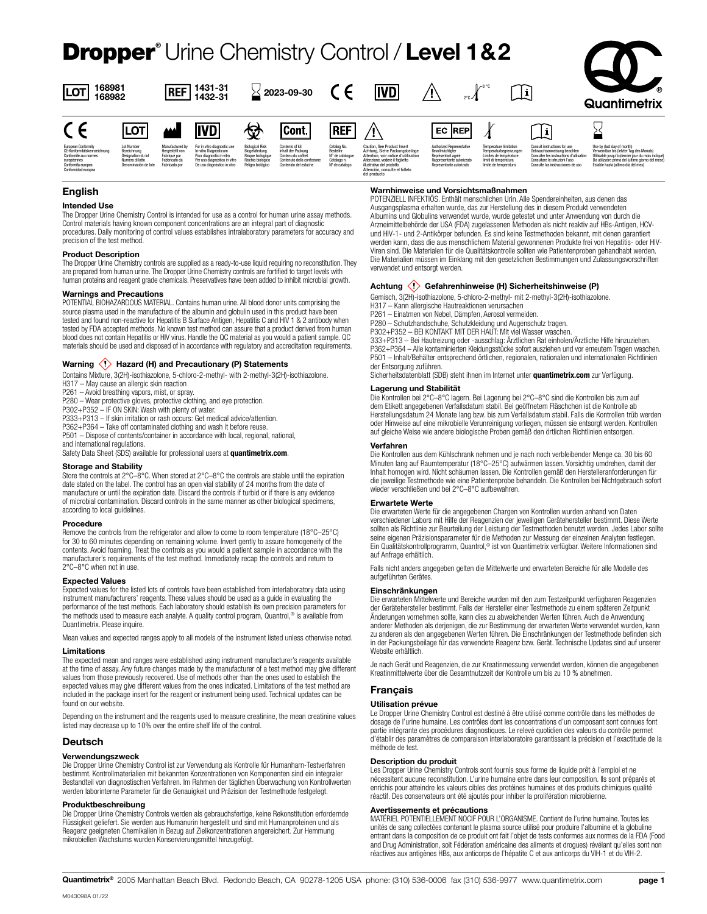# Dropper® Urine Chemistry Control / Level 1&2

LOT 168981 168982 | REF 1431-31 1432-31 | 2023-09-30 | CE | IVD | 2°C–8°C

Quantimetrix®

| Symbol | Meaning |
|---|---|
| CE | European Conformity / CE-Konformitätskennzeichnung / Conformité aux normes européennes / Conformità europea / Conformidad europea |
| LOT | Lot Number / Bezeichnung / Désignation du lot / Numero di lotto / Denominación de lote |
| Manufacturer | Manufactured by / Hergestellt von / Fabriqué par / Fabbricato da / Fabricado por |
| IVD | For in vitro diagnostic use / In-vitro Diagnosticum / Pour diagnostic in vitro / Per uso diagnostico in vitro / De uso diagnóstico in vitro |
| Biohazard | Biological Risk / Biogefährdung / Risque biologique / Rischio biologico / Peligro biológico |
| Cont. | Contents of kit / Inhalt der Packung / Contenu du coffret / Contenuto della confezione / Contenido del estuche |
| REF | Catalog No. / Bestellnr. / N° de catalogue / Catalogo n. / N° de catálogo |
| Caution | Caution, See Product Insert / Achtung, Siehe Packungsbeilage / Attention, voir notice d'utilisation / Attenzione, vedere il foglietto illustrativo del prodotto / Atención, consulte el folleto del producto |
| EC REP | Authorized Representative / Bevollmächtigter / Représentant agréé / Rappresentante autorizzato / Representante autorizado |
| Temperature | Temperature limitation / Temperaturbegrenzungen / Limites de température / limiti di temperatura / límite de temperatura |
| Instructions | Consult instructions for use / Gebrauchsanweisung beachten / Consulter les instructions d'utilisation / Consultare le istruzioni l'uso / Consulte las instrucciones de uso |
| Use by | Use by (last day of month) / Verwendbar bis (letzter Tag des Monats) / Utilisable jusqu'à (dernier jour du mois indiqué) / Da utilizzare prima del (ultimo giorno del mese) / Estable hasta (último día del mes) |

## English

### Intended Use

The Dropper Urine Chemistry Control is intended for use as a control for human urine assay methods. Control materials having known component concentrations are an integral part of diagnostic procedures. Daily monitoring of control values establishes intralaboratory parameters for accuracy and precision of the test method.

### Product Description

The Dropper Urine Chemistry controls are supplied as a ready-to-use liquid requiring no reconstitution. They are prepared from human urine. The Dropper Urine Chemistry controls are fortified to target levels with human proteins and reagent grade chemicals. Preservatives have been added to inhibit microbial growth.

### Warnings and Precautions

POTENTIAL BIOHAZARDOUS MATERIAL. Contains human urine. All blood donor units comprising the source plasma used in the manufacture of the albumin and globulin used in this product have been tested and found non-reactive for Hepatitis B Surface Antigen, Hepatitis C and HIV 1 & 2 antibody when tested by FDA accepted methods. No known test method can assure that a product derived from human blood does not contain Hepatitis or HIV virus. Handle the QC material as you would a patient sample. QC materials should be used and disposed of in accordance with regulatory and accreditation requirements.

### Warning ⟨!⟩ Hazard (H) and Precautionary (P) Statements

Contains Mixture, 3(2H)-isothiazolone, 5-chloro-2-methyl- with 2-methyl-3(2H)-isothiazolone.

H317 – May cause an allergic skin reaction

P261 – Avoid breathing vapors, mist, or spray.

P280 – Wear protective gloves, protective clothing, and eye protection.

P302+P352 – IF ON SKIN: Wash with plenty of water.

P333+P313 – If skin irritation or rash occurs: Get medical advice/attention.

P362+P364 – Take off contaminated clothing and wash it before reuse.

P501 – Dispose of contents/container in accordance with local, regional, national, and international regulations.

Safety Data Sheet (SDS) available for professional users at **quantimetrix.com**.

### Storage and Stability

Store the controls at 2°C–8°C. When stored at 2°C–8°C the controls are stable until the expiration date stated on the label. The control has an open vial stability of 24 months from the date of manufacture or until the expiration date. Discard the controls if turbid or if there is any evidence of microbial contamination. Discard controls in the same manner as other biological specimens, according to local guidelines.

### Procedure

Remove the controls from the refrigerator and allow to come to room temperature (18°C–25°C) for 30 to 60 minutes depending on remaining volume. Invert gently to assure homogeneity of the contents. Avoid foaming. Treat the controls as you would a patient sample in accordance with the manufacturer's requirements of the test method. Immediately recap the controls and return to 2°C–8°C when not in use.

### Expected Values

Expected values for the listed lots of controls have been established from interlaboratory data using instrument manufacturers' reagents. These values should be used as a guide in evaluating the performance of the test methods. Each laboratory should establish its own precision parameters for the methods used to measure each analyte. A quality control program, Quantrol,® is available from Quantimetrix. Please inquire.

Mean values and expected ranges apply to all models of the instrument listed unless otherwise noted.

### Limitations

The expected mean and ranges were established using instrument manufacturer's reagents available at the time of assay. Any future changes made by the manufacturer of a test method may give different values from those previously recovered. Use of methods other than the ones used to establish the expected values may give different values from the ones indicated. Limitations of the test method are included in the package insert for the reagent or instrument being used. Technical updates can be found on our website.

Depending on the instrument and the reagents used to measure creatinine, the mean creatinine values listed may decrease up to 10% over the entire shelf life of the control.

## Deutsch

### Verwendungszweck

Die Dropper Urine Chemistry Control ist zur Verwendung als Kontrolle für Humanharn-Testverfahren bestimmt. Kontrollmaterialien mit bekannten Konzentrationen von Komponenten sind ein integraler Bestandteil von diagnostischen Verfahren. Im Rahmen der täglichen Überwachung von Kontrollwerten werden laborinterne Parameter für die Genauigkeit und Präzision der Testmethode festgelegt.

### Produktbeschreibung

Die Dropper Urine Chemistry Controls werden als gebrauchsfertige, keine Rekonstitution erfordernde Flüssigkeit geliefert. Sie werden aus Humanurin hergestellt und sind mit Humanproteinen und als Reagenz geeigneten Chemikalien in Bezug auf Zielkonzentrationen angereichert. Zur Hemmung mikrobiellen Wachstums wurden Konservierungsmittel hinzugefügt.

### Warnhinweise und Vorsichtsmaßnahmen

POTENZIELL INFEKTIÖS. Enthält menschlichen Urin. Alle Spendereinheiten, aus denen das Ausgangsplasma erhalten wurde, das zur Herstellung des in diesem Produkt verwendeten Albumins und Globulins verwendet wurde, wurde getestet und unter Anwendung von durch die Arzneimittelbehörde der USA (FDA) zugelassenen Methoden als nicht reaktiv auf HBs-Antigen, HCV- und HIV-1- und 2-Antikörper befunden. Es sind keine Testmethoden bekannt, mit denen garantiert werden kann, dass die aus menschlichem Material gewonnenen Produkte frei von Hepatitis- oder HIV-Viren sind. Die Materialien für die Qualitätskontrolle sollten wie Patientenproben gehandhabt werden. Die Materialien müssen im Einklang mit den gesetzlichen Bestimmungen und Zulassungsvorschriften verwendet und entsorgt werden.

### Achtung ⟨!⟩ Gefahrenhinweise (H) Sicherheitshinweise (P)

Gemisch, 3(2H)-isothiazolone, 5-chloro-2-methyl- mit 2-methyl-3(2H)-isothiazolone.

H317 – Kann allergische Hautreaktionen verursachen

P261 – Einatmen von Nebel, Dämpfen, Aerosol vermeiden.

P280 – Schutzhandschuhe, Schutzkleidung und Augenschutz tragen.

P302+P352 – BEI KONTAKT MIT DER HAUT: Mit viel Wasser waschen.

333+P313 – Bei Hautreizung oder -ausschlag: Ärztlichen Rat einholen/Ärztliche Hilfe hinzuziehen.

P362+P364 – Alle kontaminierten Kleidungsstücke sofort ausziehen und vor erneutem Tragen waschen.

P501 – Inhalt/Behälter entsprechend örtlichen, regionalen, nationalen und internationalen Richtlinien der Entsorgung zuführen.

Sicherheitsdatenblatt (SDB) steht ihnen im Internet unter **quantimetrix.com** zur Verfügung.

### Lagerung und Stabilität

Die Kontrollen bei 2°C–8°C lagern. Bei Lagerung bei 2°C–8°C sind die Kontrollen bis zum auf dem Etikett angegebenen Verfallsdatum stabil. Bei geöffnetem Fläschchen ist die Kontrolle ab Herstellungsdatum 24 Monate lang bzw. bis zum Verfallsdatum stabil. Falls die Kontrollen trüb werden oder Hinweise auf eine mikrobielle Verunreinigung vorliegen, müssen sie entsorgt werden. Kontrollen auf gleiche Weise wie andere biologische Proben gemäß den örtlichen Richtlinien entsorgen.

### Verfahren

Die Kontrollen aus dem Kühlschrank nehmen und je nach noch verbleibender Menge ca. 30 bis 60 Minuten lang auf Raumtemperatur (18°C–25°C) aufwärmen lassen. Vorsichtig umdrehen, damit der Inhalt homogen wird. Nicht schäumen lassen. Die Kontrollen gemäß den Herstelleranforderungen für die jeweilige Testmethode wie eine Patientenprobe behandeln. Die Kontrollen bei Nichtgebrauch sofort wieder verschließen und bei 2°C–8°C aufbewahren.

### Erwartete Werte

Die erwarteten Werte für die angegebenen Chargen von Kontrollen wurden anhand von Daten verschiedener Labors mit Hilfe der Reagenzien der jeweiligen Gerätehersteller bestimmt. Diese Werte sollten als Richtlinie zur Beurteilung der Leistung der Testmethoden benutzt werden. Jedes Labor sollte seine eigenen Präzisionsparameter für die Methoden zur Messung der einzelnen Analyten festlegen. Ein Qualitätskontrollprogramm, Quantrol,® ist von Quantimetrix verfügbar. Weitere Informationen sind auf Anfrage erhältlich.

Falls nicht anders angegeben gelten die Mittelwerte und erwarteten Bereiche für alle Modelle des aufgeführten Gerätes.

### Einschränkungen

Die erwarteten Mittelwerte und Bereiche wurden mit den zum Testzeitpunkt verfügbaren Reagenzien der Gerätehersteller bestimmt. Falls der Hersteller einer Testmethode zu einem späteren Zeitpunkt Änderungen vornehmen sollte, kann dies zu abweichenden Werten führen. Auch die Anwendung anderer Methoden als derjenigen, die zur Bestimmung der erwarteten Werte verwendet wurden, kann zu anderen als den angegebenen Werten führen. Die Einschränkungen der Testmethode befinden sich in der Packungsbeilage für das verwendete Reagenz bzw. Gerät. Technische Updates sind auf unserer Website erhältlich.

Je nach Gerät und Reagenzien, die zur Kreatinmessung verwendet werden, können die angegebenen Kreatinmittelwerte über die Gesamtnutzzeit der Kontrolle um bis zu 10 % abnehmen.

## Français

### Utilisation prévue

Le Dropper Urine Chemistry Control est destiné à être utilisé comme contrôle dans les méthodes de dosage de l'urine humaine. Les contrôles dont les concentrations d'un composant sont connues font partie intégrante des procédures diagnostiques. Le relevé quotidien des valeurs du contrôle permet d'établir des paramètres de comparaison interlaboratoire garantissant la précision et l'exactitude de la méthode de test.

### Description du produit

Les Dropper Urine Chemistry Controls sont fournis sous forme de liquide prêt à l'emploi et ne nécessitent aucune reconstitution. L'urine humaine entre dans leur composition. Ils sont préparés et enrichis pour atteindre les valeurs cibles des protéines humaines et des produits chimiques qualité réactif. Des conservateurs ont été ajoutés pour inhiber la prolifération microbienne.

### Avertissements et précautions

MATÉRIEL POTENTIELLEMENT NOCIF POUR L'ORGANISME. Contient de l'urine humaine. Toutes les unités de sang collectées contenant le plasma source utilisé pour produire l'albumine et la globuline entrant dans la composition de ce produit ont fait l'objet de tests conformes aux normes de la FDA (Food and Drug Administration, soit Fédération américaine des aliments et drogues) révélant qu'elles sont non réactives aux antigènes HBs, aux anticorps de l'hépatite C et aux anticorps du VIH-1 et du VIH-2.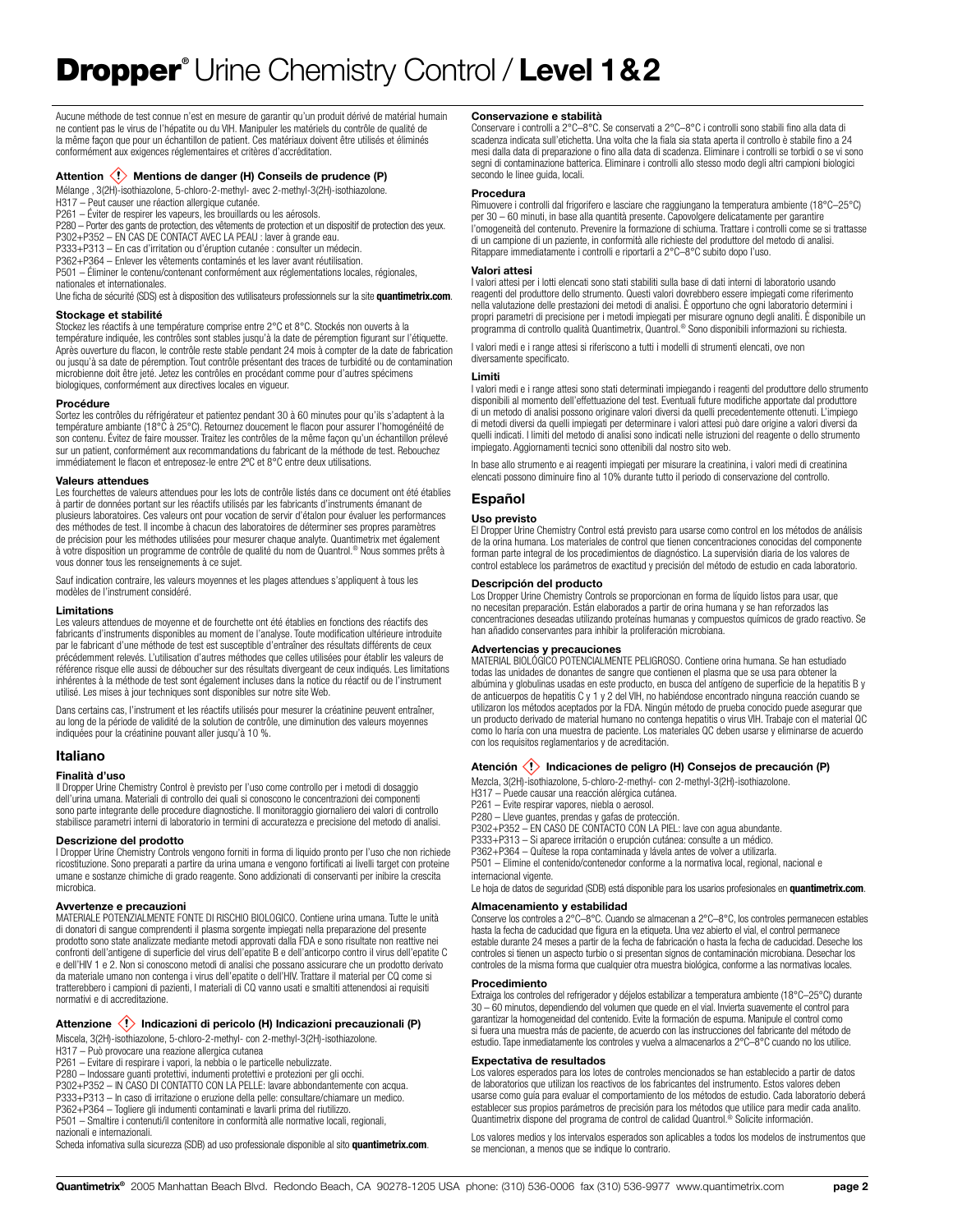# Dropper® Urine Chemistry Control / Level 1 & 2

Aucune méthode de test connue n'est en mesure de garantir qu'un produit dérivé de matérial humain ne contient pas le virus de l'hépatite ou du VIH. Manipuler les matériels du contrôle de qualité de la même façon que pour un échantillon de patient. Ces matériaux doivent être utilisés et éliminés conformément aux exigences réglementaires et critères d'accréditation.

#### Attention ⚠ Mentions de danger (H) Conseils de prudence (P)

Mélange , 3(2H)-isothiazolone, 5-chloro-2-methyl- avec 2-methyl-3(2H)-isothiazolone.
H317 – Peut causer une réaction allergique cutanée.
P261 – Éviter de respirer les vapeurs, les brouillards ou les aérosols.
P280 – Porter des gants de protection, des vêtements de protection et un dispositif de protection des yeux.
P302+P352 – EN CAS DE CONTACT AVEC LA PEAU : laver à grande eau.
P333+P313 – En cas d'irritation ou d'éruption cutanée : consulter un médecin.
P362+P364 – Enlever les vêtements contaminés et les laver avant réutilisation.
P501 – Éliminer le contenu/contenant conformément aux réglementations locales, régionales, nationales et internationales.
Une ficha de sécurité (SDS) est à disposition des vutilisateurs professionnels sur la site **quantimetrix.com**.

#### Stockage et stabilité

Stockez les réactifs à une température comprise entre 2°C et 8°C. Stockés non ouverts à la température indiquée, les contrôles sont stables jusqu'à la date de péremption figurant sur l'étiquette. Après ouverture du flacon, le contrôle reste stable pendant 24 mois à compter de la date de fabrication ou jusqu'à sa date de péremption. Tout contrôle présentant des traces de turbidité ou de contamination microbienne doit être jeté. Jetez les contrôles en procédant comme pour d'autres spécimens biologiques, conformément aux directives locales en vigueur.

#### Procédure

Sortez les contrôles du réfrigérateur et patientez pendant 30 à 60 minutes pour qu'ils s'adaptent à la température ambiante (18°C à 25°C). Retournez doucement le flacon pour assurer l'homogénéité de son contenu. Évitez de faire mousser. Traitez les contrôles de la même façon qu'un échantillon prélevé sur un patient, conformément aux recommandations du fabricant de la méthode de test. Rebouchez immédiatement le flacon et entreposez-le entre 2ºC et 8°C entre deux utilisations.

#### Valeurs attendues

Les fourchettes de valeurs attendues pour les lots de contrôle listés dans ce document ont été établies à partir de données portant sur les réactifs utilisés par les fabricants d'instruments émanant de plusieurs laboratoires. Ces valeurs ont pour vocation de servir d'étalon pour évaluer les performances des méthodes de test. Il incombe à chacun des laboratoires de déterminer ses propres paramètres de précision pour les méthodes utilisées pour mesurer chaque analyte. Quantimetrix met également à votre disposition un programme de contrôle de qualité du nom de Quantrol.® Nous sommes prêts à vous donner tous les renseignements à ce sujet.

Sauf indication contraire, les valeurs moyennes et les plages attendues s'appliquent à tous les modèles de l'instrument considéré.

#### Limitations

Les valeurs attendues de moyenne et de fourchette ont été établies en fonctions des réactifs des fabricants d'instruments disponibles au moment de l'analyse. Toute modification ultérieure introduite par le fabricant d'une méthode de test est susceptible d'entraîner des résultats différents de ceux précédemment relevés. L'utilisation d'autres méthodes que celles utilisées pour établir les valeurs de référence risque elle aussi de déboucher sur des résultats divergeant de ceux indiqués. Les limitations inhérentes à la méthode de test sont également incluses dans la notice du réactif ou de l'instrument utilisé. Les mises à jour techniques sont disponibles sur notre site Web.

Dans certains cas, l'instrument et les réactifs utilisés pour mesurer la créatinine peuvent entraîner, au long de la période de validité de la solution de contrôle, une diminution des valeurs moyennes indiquées pour la créatinine pouvant aller jusqu'à 10 %.

## Italiano

#### Finalità d'uso

Il Dropper Urine Chemistry Control è previsto per l'uso come controllo per i metodi di dosaggio dell'urina umana. Materiali di controllo dei quali si conoscono le concentrazioni dei componenti sono parte integrante delle procedure diagnostiche. Il monitoraggio giornaliero dei valori di controllo stabilisce parametri interni di laboratorio in termini di accuratezza e precisione dei metodi di analisi.

#### Descrizione del prodotto

I Dropper Urine Chemistry Controls vengono forniti in forma di liquido pronto per l'uso che non richiede ricostituzione. Sono preparati a partire da urina umana e vengono fortificati ai livelli target con proteine umane e sostanze chimiche di grado reagente. Sono addizionati di conservanti per inibire la crescita microbica.

#### Avvertenze e precauzioni

MATERIALE POTENZIALMENTE FONTE DI RISCHIO BIOLOGICO. Contiene urina umana. Tutte le unità di donatori di sangue comprendenti il plasma sorgente impiegati nella preparazione del presente prodotto sono state analizzate mediante metodi approvati dalla FDA e sono risultate non reattive nei confronti dell'antigene di superficie del virus dell'epatite B e dell'anticorpo contro il virus dell'epatite C e dell'HIV 1 e 2. Non si conoscono metodi di analisi che possano assicurare che un prodotto derivato da materiale umano non contenga i virus dell'epatite o dell'HIV. Trattare il material per CQ come si tratterebbero i campioni di pazienti, I materiali di CQ vanno usati e smaltiti attenendosi ai requisiti normativi e di accreditazione.

#### Attenzione ⚠ Indicazioni di pericolo (H) Indicazioni precauzionali (P)

Miscela, 3(2H)-isothiazolone, 5-chloro-2-methyl- con 2-methyl-3(2H)-isothiazolone.
H317 – Può provocare una reazione allergica cutanea
P261 – Evitare di respirare i vapori, la nebbia o le particelle nebulizzate.
P280 – Indossare guanti protettivi, indumenti protettivi e protezioni per gli occhi.
P302+P352 – IN CASO DI CONTATTO CON LA PELLE: lavare abbondantemente con acqua.
P333+P313 – In caso di irritazione o eruzione della pelle: consultare/chiamare un medico.
P362+P364 – Togliere gli indumenti contaminati e lavarli prima del riutilizzo.
P501 – Smaltire i contenuti/il contenitore in conformità alle normative locali, regionali, nazionali e internazionali.
Scheda infomativa sulla sicurezza (SDB) ad uso professionale disponibile al sito **quantimetrix.com**.

#### Conservazione e stabilità

Conservare i controlli a 2°C–8°C. Se conservati a 2°C–8°C i controlli sono stabili fino alla data di scadenza indicata sull'etichetta. Una volta che la fiala sia stata aperta il controllo è stabile fino a 24 mesi dalla data di preparazione o fino alla data di scadenza. Eliminare i controlli se torbidi o se vi sono segni di contaminazione batterica. Eliminare i controlli allo stesso modo degli altri campioni biologici secondo le linee guida, locali.

#### Procedura

Rimuovere i controlli dal frigorifero e lasciare che raggiungano la temperatura ambiente (18°C–25°C) per 30 – 60 minuti, in base alla quantità presente. Capovolgere delicatamente per garantire l'omogeneità del contenuto. Prevenire la formazione di schiuma. Trattare i controlli come se si trattasse di un campione di un paziente, in conformità alle richieste del produttore del metodo di analisi. Ritappare immediatamente i controlli e riportarli a 2°C–8°C subito dopo l'uso.

#### Valori attesi

I valori attesi per i lotti elencati sono stati stabiliti sulla base di dati interni di laboratorio usando reagenti del produttore dello strumento. Questi valori dovrebbero essere impiegati come riferimento nella valutazione delle prestazioni dei metodi di analisi. È opportuno che ogni laboratorio determini i propri parametri di precisione per i metodi impiegati per misurare ognuno degli analiti. È disponibile un programma di controllo qualità Quantimetrix, Quantrol.® Sono disponibili informazioni su richiesta.

I valori medi e i range attesi si riferiscono a tutti i modelli di strumenti elencati, ove non diversamente specificato.

#### Limiti

I valori medi e i range attesi sono stati determinati impiegando i reagenti del produttore dello strumento disponibili al momento dell'effettuazione del test. Eventuali future modifiche apportate dal produttore di un metodo di analisi possono originare valori diversi da quelli precedentemente ottenuti. L'impiego di metodi diversi da quelli impiegati per determinare i valori attesi può dare origine a valori diversi da quelli indicati. I limiti del metodo di analisi sono indicati nelle istruzioni del reagente o dello strumento impiegato. Aggiornamenti tecnici sono ottenibili dal nostro sito web.

In base allo strumento e ai reagenti impiegati per misurare la creatinina, i valori medi di creatinina elencati possono diminuire fino al 10% durante tutto il periodo di conservazione del controllo.

## Español

#### Uso previsto

El Dropper Urine Chemistry Control está previsto para usarse como control en los métodos de análisis de la orina humana. Los materiales de control que tienen concentraciones conocidas del componente forman parte integral de los procedimientos de diagnóstico. La supervisión diaria de los valores de control establece los parámetros de exactitud y precisión del método de estudio en cada laboratorio.

#### Descripción del producto

Los Dropper Urine Chemistry Controls se proporcionan en forma de líquido listos para usar, que no necesitan preparación. Están elaborados a partir de orina humana y se han reforzados las concentraciones deseadas utilizando proteínas humanas y compuestos químicos de grado reactivo. Se han añadido conservantes para inhibir la proliferación microbiana.

#### Advertencias y precauciones

MATERIAL BIOLÓGICO POTENCIALMENTE PELIGROSO. Contiene orina humana. Se han estudiado todas las unidades de donantes de sangre que contienen el plasma que se usa para obtener la albúmina y globulinas usadas en este producto, en busca del antígeno de superficie de la hepatitis B y de anticuerpos de hepatitis C y 1 y 2 del VIH, no habiéndose encontrado ninguna reacción cuando se utilizaron los métodos aceptados por la FDA. Ningún método de prueba conocido puede asegurar que un producto derivado de material humano no contenga hepatitis o virus VIH. Trabaje con el material QC como lo haría con una muestra de paciente. Los materiales QC deben usarse y eliminarse de acuerdo con los requisitos reglamentarios y de acreditación.

#### Atención ⚠ Indicaciones de peligro (H) Consejos de precaución (P)

Mezcla, 3(2H)-isothiazolone, 5-chloro-2-methyl- con 2-methyl-3(2H)-isothiazolone.
H317 – Puede causar una reacción alérgica cutánea.
P261 – Evite respirar vapores, niebla o aerosol.
P280 – Lleve guantes, prendas y gafas de protección.
P302+P352 – EN CASO DE CONTACTO CON LA PIEL: lave con agua abundante.
P333+P313 – Si aparece irritación o erupción cutánea: consulte a un médico.
P362+P364 – Quítese la ropa contaminada y lávela antes de volver a utilizarla.
P501 – Elimine el contenido/contenedor conforme a la normativa local, regional, nacional e internacional vigente.
Le hoja de datos de seguridad (SDB) está disponible para los usarios profesionales en **quantimetrix.com**.

#### Almacenamiento y estabilidad

Conserve los controles a 2°C–8°C. Cuando se almacenan a 2°C–8°C, los controles permanecen estables hasta la fecha de caducidad que figura en la etiqueta. Una vez abierto el vial, el control permanece estable durante 24 meses a partir de la fecha de fabricación o hasta la fecha de caducidad. Deseche los controles si tienen un aspecto turbio o si presentan signos de contaminación microbiana. Desechar los controles de la misma forma que cualquier otra muestra biológica, conforme a las normativas locales.

#### Procedimiento

Extraiga los controles del refrigerador y déjelos estabilizar a temperatura ambiente (18°C–25°C) durante 30 – 60 minutos, dependiendo del volumen que quede en el vial. Invierta suavemente el control para garantizar la homogeneidad del contenido. Evite la formación de espuma. Manipule el control como si fuera una muestra más de paciente, de acuerdo con las instrucciones del fabricante del método de estudio. Tape inmediatamente los controles y vuelva a almacenarlos a 2°C–8°C cuando no los utilice.

#### Expectativa de resultados

Los valores esperados para los lotes de controles mencionados se han establecido a partir de datos de laboratorios que utilizan los reactivos de los fabricantes del instrumento. Estos valores deben usarse como guía para evaluar el comportamiento de los métodos de estudio. Cada laboratorio deberá establecer sus propios parámetros de precisión para los métodos que utilice para medir cada analito. Quantimetrix dispone del programa de control de calidad Quantrol.® Solicite información.

Los valores medios y los intervalos esperados son aplicables a todos los modelos de instrumentos que se mencionan, a menos que se indique lo contrario.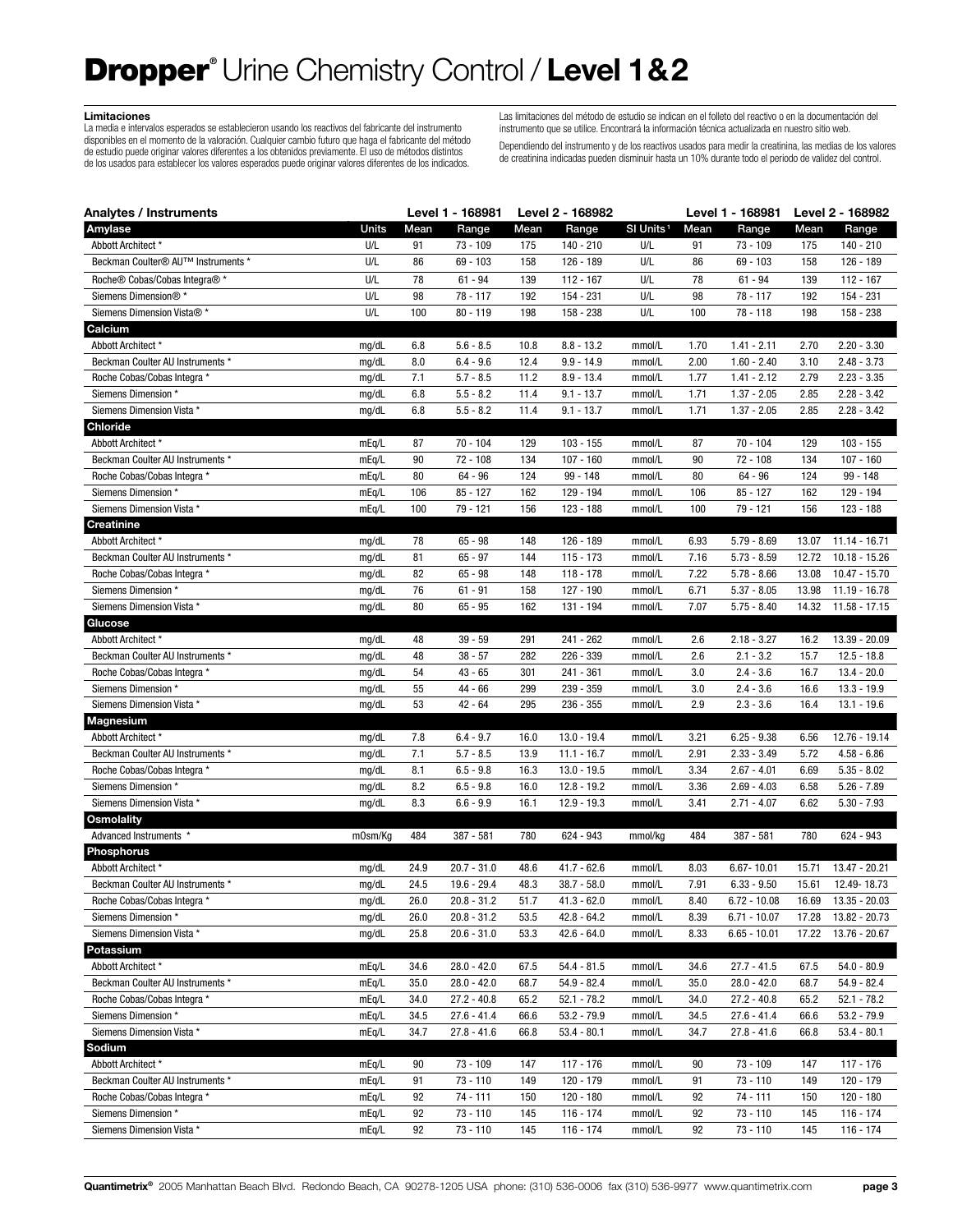# **Dropper**® Urine Chemistry Control / **Level 1 & 2**

**Limitaciones**

La media e intervalos esperados se establecieron usando los reactivos del fabricante del instrumento disponibles en el momento de la valoración. Cualquier cambio futuro que haga el fabricante del método de estudio puede originar valores diferentes a los obtenidos previamente. El uso de métodos distintos de los usados para establecer los valores esperados puede originar valores diferentes de los indicados.

Las limitaciones del método de estudio se indican en el folleto del reactivo o en la documentación del instrumento que se utilice. Encontrará la información técnica actualizada en nuestro sitio web.

Dependiendo del instrumento y de los reactivos usados para medir la creatinina, las medias de los valores de creatinina indicadas pueden disminuir hasta un 10% durante todo el periodo de validez del control.

| Analytes / Instruments | | Level 1 - 168981 | | Level 2 - 168982 | | | Level 1 - 168981 | | Level 2 - 168982 | |
|---|---|---|---|---|---|---|---|---|---|---|
| **Amylase** | **Units** | **Mean** | **Range** | **Mean** | **Range** | **SI Units** [1] | **Mean** | **Range** | **Mean** | **Range** |
| Abbott Architect * | U/L | 91 | 73 - 109 | 175 | 140 - 210 | U/L | 91 | 73 - 109 | 175 | 140 - 210 |
| Beckman Coulter® AU™ Instruments * | U/L | 86 | 69 - 103 | 158 | 126 - 189 | U/L | 86 | 69 - 103 | 158 | 126 - 189 |
| Roche® Cobas/Cobas Integra® * | U/L | 78 | 61 - 94 | 139 | 112 - 167 | U/L | 78 | 61 - 94 | 139 | 112 - 167 |
| Siemens Dimension® * | U/L | 98 | 78 - 117 | 192 | 154 - 231 | U/L | 98 | 78 - 117 | 192 | 154 - 231 |
| Siemens Dimension Vista® * | U/L | 100 | 80 - 119 | 198 | 158 - 238 | U/L | 100 | 78 - 118 | 198 | 158 - 238 |
| **Calcium** | | | | | | | | | | |
| Abbott Architect * | mg/dL | 6.8 | 5.6 - 8.5 | 10.8 | 8.8 - 13.2 | mmol/L | 1.70 | 1.41 - 2.11 | 2.70 | 2.20 - 3.30 |
| Beckman Coulter AU Instruments * | mg/dL | 8.0 | 6.4 - 9.6 | 12.4 | 9.9 - 14.9 | mmol/L | 2.00 | 1.60 - 2.40 | 3.10 | 2.48 - 3.73 |
| Roche Cobas/Cobas Integra * | mg/dL | 7.1 | 5.7 - 8.5 | 11.2 | 8.9 - 13.4 | mmol/L | 1.77 | 1.41 - 2.12 | 2.79 | 2.23 - 3.35 |
| Siemens Dimension * | mg/dL | 6.8 | 5.5 - 8.2 | 11.4 | 9.1 - 13.7 | mmol/L | 1.71 | 1.37 - 2.05 | 2.85 | 2.28 - 3.42 |
| Siemens Dimension Vista * | mg/dL | 6.8 | 5.5 - 8.2 | 11.4 | 9.1 - 13.7 | mmol/L | 1.71 | 1.37 - 2.05 | 2.85 | 2.28 - 3.42 |
| **Chloride** | | | | | | | | | | |
| Abbott Architect * | mEq/L | 87 | 70 - 104 | 129 | 103 - 155 | mmol/L | 87 | 70 - 104 | 129 | 103 - 155 |
| Beckman Coulter AU Instruments * | mEq/L | 90 | 72 - 108 | 134 | 107 - 160 | mmol/L | 90 | 72 - 108 | 134 | 107 - 160 |
| Roche Cobas/Cobas Integra * | mEq/L | 80 | 64 - 96 | 124 | 99 - 148 | mmol/L | 80 | 64 - 96 | 124 | 99 - 148 |
| Siemens Dimension * | mEq/L | 106 | 85 - 127 | 162 | 129 - 194 | mmol/L | 106 | 85 - 127 | 162 | 129 - 194 |
| Siemens Dimension Vista * | mEq/L | 100 | 79 - 121 | 156 | 123 - 188 | mmol/L | 100 | 79 - 121 | 156 | 123 - 188 |
| **Creatinine** | | | | | | | | | | |
| Abbott Architect * | mg/dL | 78 | 65 - 98 | 148 | 126 - 189 | mmol/L | 6.93 | 5.79 - 8.69 | 13.07 | 11.14 - 16.71 |
| Beckman Coulter AU Instruments * | mg/dL | 81 | 65 - 97 | 144 | 115 - 173 | mmol/L | 7.16 | 5.73 - 8.59 | 12.72 | 10.18 - 15.26 |
| Roche Cobas/Cobas Integra * | mg/dL | 82 | 65 - 98 | 148 | 118 - 178 | mmol/L | 7.22 | 5.78 - 8.66 | 13.08 | 10.47 - 15.70 |
| Siemens Dimension * | mg/dL | 76 | 61 - 91 | 158 | 127 - 190 | mmol/L | 6.71 | 5.37 - 8.05 | 13.98 | 11.19 - 16.78 |
| Siemens Dimension Vista * | mg/dL | 80 | 65 - 95 | 162 | 131 - 194 | mmol/L | 7.07 | 5.75 - 8.40 | 14.32 | 11.58 - 17.15 |
| **Glucose** | | | | | | | | | | |
| Abbott Architect * | mg/dL | 48 | 39 - 59 | 291 | 241 - 262 | mmol/L | 2.6 | 2.18 - 3.27 | 16.2 | 13.39 - 20.09 |
| Beckman Coulter AU Instruments * | mg/dL | 48 | 38 - 57 | 282 | 226 - 339 | mmol/L | 2.6 | 2.1 - 3.2 | 15.7 | 12.5 - 18.8 |
| Roche Cobas/Cobas Integra * | mg/dL | 54 | 43 - 65 | 301 | 241 - 361 | mmol/L | 3.0 | 2.4 - 3.6 | 16.7 | 13.4 - 20.0 |
| Siemens Dimension * | mg/dL | 55 | 44 - 66 | 299 | 239 - 359 | mmol/L | 3.0 | 2.4 - 3.6 | 16.6 | 13.3 - 19.9 |
| Siemens Dimension Vista * | mg/dL | 53 | 42 - 64 | 295 | 236 - 355 | mmol/L | 2.9 | 2.3 - 3.6 | 16.4 | 13.1 - 19.6 |
| **Magnesium** | | | | | | | | | | |
| Abbott Architect * | mg/dL | 7.8 | 6.4 - 9.7 | 16.0 | 13.0 - 19.4 | mmol/L | 3.21 | 6.25 - 9.38 | 6.56 | 12.76 - 19.14 |
| Beckman Coulter AU Instruments * | mg/dL | 7.1 | 5.7 - 8.5 | 13.9 | 11.1 - 16.7 | mmol/L | 2.91 | 2.33 - 3.49 | 5.72 | 4.58 - 6.86 |
| Roche Cobas/Cobas Integra * | mg/dL | 8.1 | 6.5 - 9.8 | 16.3 | 13.0 - 19.5 | mmol/L | 3.34 | 2.67 - 4.01 | 6.69 | 5.35 - 8.02 |
| Siemens Dimension * | mg/dL | 8.2 | 6.5 - 9.8 | 16.0 | 12.8 - 19.2 | mmol/L | 3.36 | 2.69 - 4.03 | 6.58 | 5.26 - 7.89 |
| Siemens Dimension Vista * | mg/dL | 8.3 | 6.6 - 9.9 | 16.1 | 12.9 - 19.3 | mmol/L | 3.41 | 2.71 - 4.07 | 6.62 | 5.30 - 7.93 |
| **Osmolality** | | | | | | | | | | |
| Advanced Instruments * | mOsm/Kg | 484 | 387 - 581 | 780 | 624 - 943 | mmol/kg | 484 | 387 - 581 | 780 | 624 - 943 |
| **Phosphorus** | | | | | | | | | | |
| Abbott Architect * | mg/dL | 24.9 | 20.7 - 31.0 | 48.6 | 41.7 - 62.6 | mmol/L | 8.03 | 6.67- 10.01 | 15.71 | 13.47 - 20.21 |
| Beckman Coulter AU Instruments * | mg/dL | 24.5 | 19.6 - 29.4 | 48.3 | 38.7 - 58.0 | mmol/L | 7.91 | 6.33 - 9.50 | 15.61 | 12.49- 18.73 |
| Roche Cobas/Cobas Integra * | mg/dL | 26.0 | 20.8 - 31.2 | 51.7 | 41.3 - 62.0 | mmol/L | 8.40 | 6.72 - 10.08 | 16.69 | 13.35 - 20.03 |
| Siemens Dimension * | mg/dL | 26.0 | 20.8 - 31.2 | 53.5 | 42.8 - 64.2 | mmol/L | 8.39 | 6.71 - 10.07 | 17.28 | 13.82 - 20.73 |
| Siemens Dimension Vista * | mg/dL | 25.8 | 20.6 - 31.0 | 53.3 | 42.6 - 64.0 | mmol/L | 8.33 | 6.65 - 10.01 | 17.22 | 13.76 - 20.67 |
| **Potassium** | | | | | | | | | | |
| Abbott Architect * | mEq/L | 34.6 | 28.0 - 42.0 | 67.5 | 54.4 - 81.5 | mmol/L | 34.6 | 27.7 - 41.5 | 67.5 | 54.0 - 80.9 |
| Beckman Coulter AU Instruments * | mEq/L | 35.0 | 28.0 - 42.0 | 68.7 | 54.9 - 82.4 | mmol/L | 35.0 | 28.0 - 42.0 | 68.7 | 54.9 - 82.4 |
| Roche Cobas/Cobas Integra * | mEq/L | 34.0 | 27.2 - 40.8 | 65.2 | 52.1 - 78.2 | mmol/L | 34.0 | 27.2 - 40.8 | 65.2 | 52.1 - 78.2 |
| Siemens Dimension * | mEq/L | 34.5 | 27.6 - 41.4 | 66.6 | 53.2 - 79.9 | mmol/L | 34.5 | 27.6 - 41.4 | 66.6 | 53.2 - 79.9 |
| Siemens Dimension Vista * | mEq/L | 34.7 | 27.8 - 41.6 | 66.8 | 53.4 - 80.1 | mmol/L | 34.7 | 27.8 - 41.6 | 66.8 | 53.4 - 80.1 |
| **Sodium** | | | | | | | | | | |
| Abbott Architect * | mEq/L | 90 | 73 - 109 | 147 | 117 - 176 | mmol/L | 90 | 73 - 109 | 147 | 117 - 176 |
| Beckman Coulter AU Instruments * | mEq/L | 91 | 73 - 110 | 149 | 120 - 179 | mmol/L | 91 | 73 - 110 | 149 | 120 - 179 |
| Roche Cobas/Cobas Integra * | mEq/L | 92 | 74 - 111 | 150 | 120 - 180 | mmol/L | 92 | 74 - 111 | 150 | 120 - 180 |
| Siemens Dimension * | mEq/L | 92 | 73 - 110 | 145 | 116 - 174 | mmol/L | 92 | 73 - 110 | 145 | 116 - 174 |
| Siemens Dimension Vista * | mEq/L | 92 | 73 - 110 | 145 | 116 - 174 | mmol/L | 92 | 73 - 110 | 145 | 116 - 174 |

**Quantimetrix**® 2005 Manhattan Beach Blvd. Redondo Beach, CA 90278-1205 USA phone: (310) 536-0006 fax (310) 536-9977 www.quantimetrix.com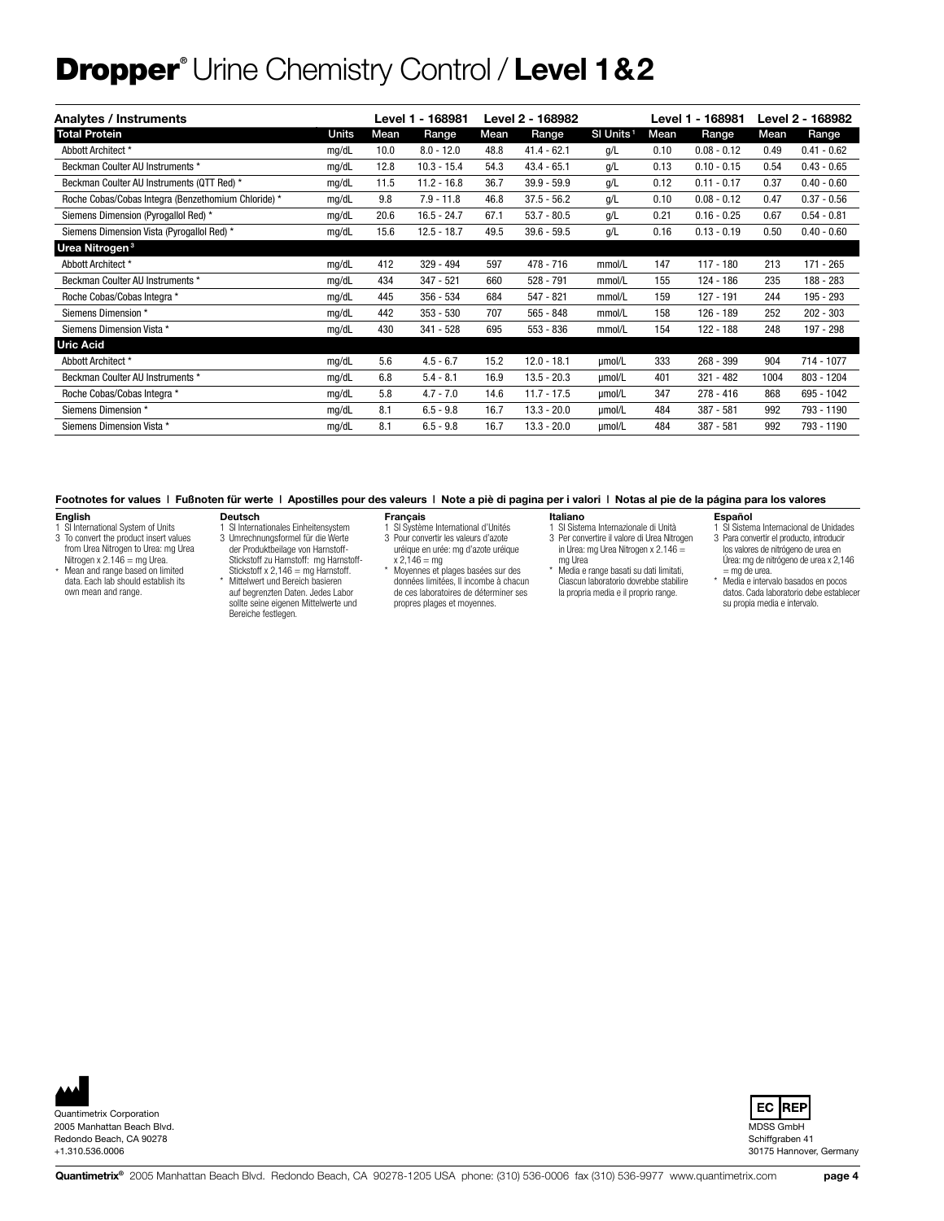# **Dropper**® Urine Chemistry Control / **Level 1 & 2**

| Analytes / Instruments | | Level 1 - 168981 | | Level 2 - 168982 | | | Level 1 - 168981 | | Level 2 - 168982 | |
|---|---|---|---|---|---|---|---|---|---|---|
| **Total Protein** | Units | Mean | Range | Mean | Range | SI Units[1] | Mean | Range | Mean | Range |
| Abbott Architect * | mg/dL | 10.0 | 8.0 - 12.0 | 48.8 | 41.4 - 62.1 | g/L | 0.10 | 0.08 - 0.12 | 0.49 | 0.41 - 0.62 |
| Beckman Coulter AU Instruments * | mg/dL | 12.8 | 10.3 - 15.4 | 54.3 | 43.4 - 65.1 | g/L | 0.13 | 0.10 - 0.15 | 0.54 | 0.43 - 0.65 |
| Beckman Coulter AU Instruments (QTT Red) * | mg/dL | 11.5 | 11.2 - 16.8 | 36.7 | 39.9 - 59.9 | g/L | 0.12 | 0.11 - 0.17 | 0.37 | 0.40 - 0.60 |
| Roche Cobas/Cobas Integra (Benzethomium Chloride) * | mg/dL | 9.8 | 7.9 - 11.8 | 46.8 | 37.5 - 56.2 | g/L | 0.10 | 0.08 - 0.12 | 0.47 | 0.37 - 0.56 |
| Siemens Dimension (Pyrogallol Red) * | mg/dL | 20.6 | 16.5 - 24.7 | 67.1 | 53.7 - 80.5 | g/L | 0.21 | 0.16 - 0.25 | 0.67 | 0.54 - 0.81 |
| Siemens Dimension Vista (Pyrogallol Red) * | mg/dL | 15.6 | 12.5 - 18.7 | 49.5 | 39.6 - 59.5 | g/L | 0.16 | 0.13 - 0.19 | 0.50 | 0.40 - 0.60 |
| **Urea Nitrogen[3]** | | | | | | | | | | |
| Abbott Architect * | mg/dL | 412 | 329 - 494 | 597 | 478 - 716 | mmol/L | 147 | 117 - 180 | 213 | 171 - 265 |
| Beckman Coulter AU Instruments * | mg/dL | 434 | 347 - 521 | 660 | 528 - 791 | mmol/L | 155 | 124 - 186 | 235 | 188 - 283 |
| Roche Cobas/Cobas Integra * | mg/dL | 445 | 356 - 534 | 684 | 547 - 821 | mmol/L | 159 | 127 - 191 | 244 | 195 - 293 |
| Siemens Dimension * | mg/dL | 442 | 353 - 530 | 707 | 565 - 848 | mmol/L | 158 | 126 - 189 | 252 | 202 - 303 |
| Siemens Dimension Vista * | mg/dL | 430 | 341 - 528 | 695 | 553 - 836 | mmol/L | 154 | 122 - 188 | 248 | 197 - 298 |
| **Uric Acid** | | | | | | | | | | |
| Abbott Architect * | mg/dL | 5.6 | 4.5 - 6.7 | 15.2 | 12.0 - 18.1 | µmol/L | 333 | 268 - 399 | 904 | 714 - 1077 |
| Beckman Coulter AU Instruments * | mg/dL | 6.8 | 5.4 - 8.1 | 16.9 | 13.5 - 20.3 | µmol/L | 401 | 321 - 482 | 1004 | 803 - 1204 |
| Roche Cobas/Cobas Integra * | mg/dL | 5.8 | 4.7 - 7.0 | 14.6 | 11.7 - 17.5 | µmol/L | 347 | 278 - 416 | 868 | 695 - 1042 |
| Siemens Dimension * | mg/dL | 8.1 | 6.5 - 9.8 | 16.7 | 13.3 - 20.0 | µmol/L | 484 | 387 - 581 | 992 | 793 - 1190 |
| Siemens Dimension Vista * | mg/dL | 8.1 | 6.5 - 9.8 | 16.7 | 13.3 - 20.0 | µmol/L | 484 | 387 - 581 | 992 | 793 - 1190 |

**Footnotes for values | Fußnoten für werte | Apostilles pour des valeurs | Note a piè di pagina per i valori | Notas al pie de la página para los valores**

**English**
1 SI International System of Units
3 To convert the product insert values from Urea Nitrogen to Urea: mg Urea Nitrogen x 2.146 = mg Urea.
\* Mean and range based on limited data. Each lab should establish its own mean and range.

**Deutsch**
1 SI Internationales Einheitensystem
3 Umrechnungsformel für die Werte der Produktbeilage von Harnstoff-Stickstoff zu Harnstoff: mg Harnstoff-Stickstoff x 2,146 = mg Harnstoff.
\* Mittelwert und Bereich basieren auf begrenzten Daten. Jedes Labor sollte seine eigenen Mittelwerte und Bereiche festlegen.

**Français**
1 SI Système International d'Unités
3 Pour convertir les valeurs d'azote uréique en urée: mg d'azote uréique x 2,146 = mg
\* Moyennes et plages basées sur des données limitées, Il incombe à chacun de ces laboratoires de déterminer ses propres plages et moyennes.

**Italiano**
1 SI Sistema Internazionale di Unità
3 Per convertire il valore di Urea Nitrogen in Urea: mg Urea Nitrogen x 2.146 = mg Urea
\* Media e range basati su dati limitati, Ciascun laboratorio dovrebbe stabilire la propria media e il proprio range.

**Español**
1 SI Sistema Internacional de Unidades
3 Para convertir el producto, introducir los valores de nitrógeno de urea en Úrea: mg de nitrógeno de urea x 2,146 = mg de urea.
\* Media e intervalo basados en pocos datos. Cada laboratorio debe establecer su propia media e intervalo.

Quantimetrix Corporation
2005 Manhattan Beach Blvd.
Redondo Beach, CA 90278
+1.310.536.0006

EC REP
MDSS GmbH
Schiffgraben 41
30175 Hannover, Germany

**Quantimetrix®** 2005 Manhattan Beach Blvd. Redondo Beach, CA 90278-1205 USA phone: (310) 536-0006 fax (310) 536-9977 www.quantimetrix.com